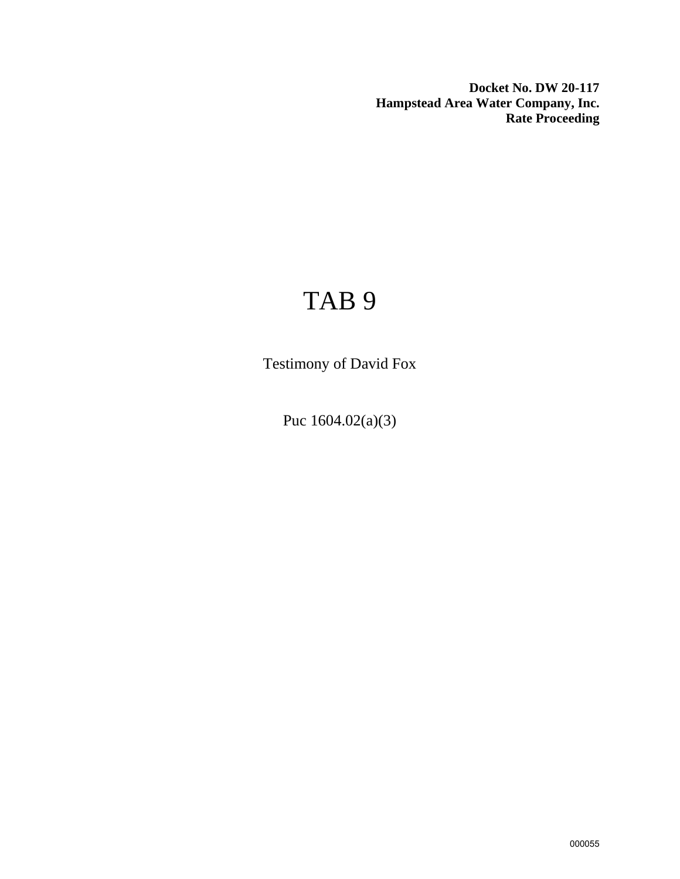**Docket No. DW 20-117**
**Hampstead Area Water Company, Inc.**
**Rate Proceeding**

# TAB 9

Testimony of David Fox

Puc 1604.02(a)(3)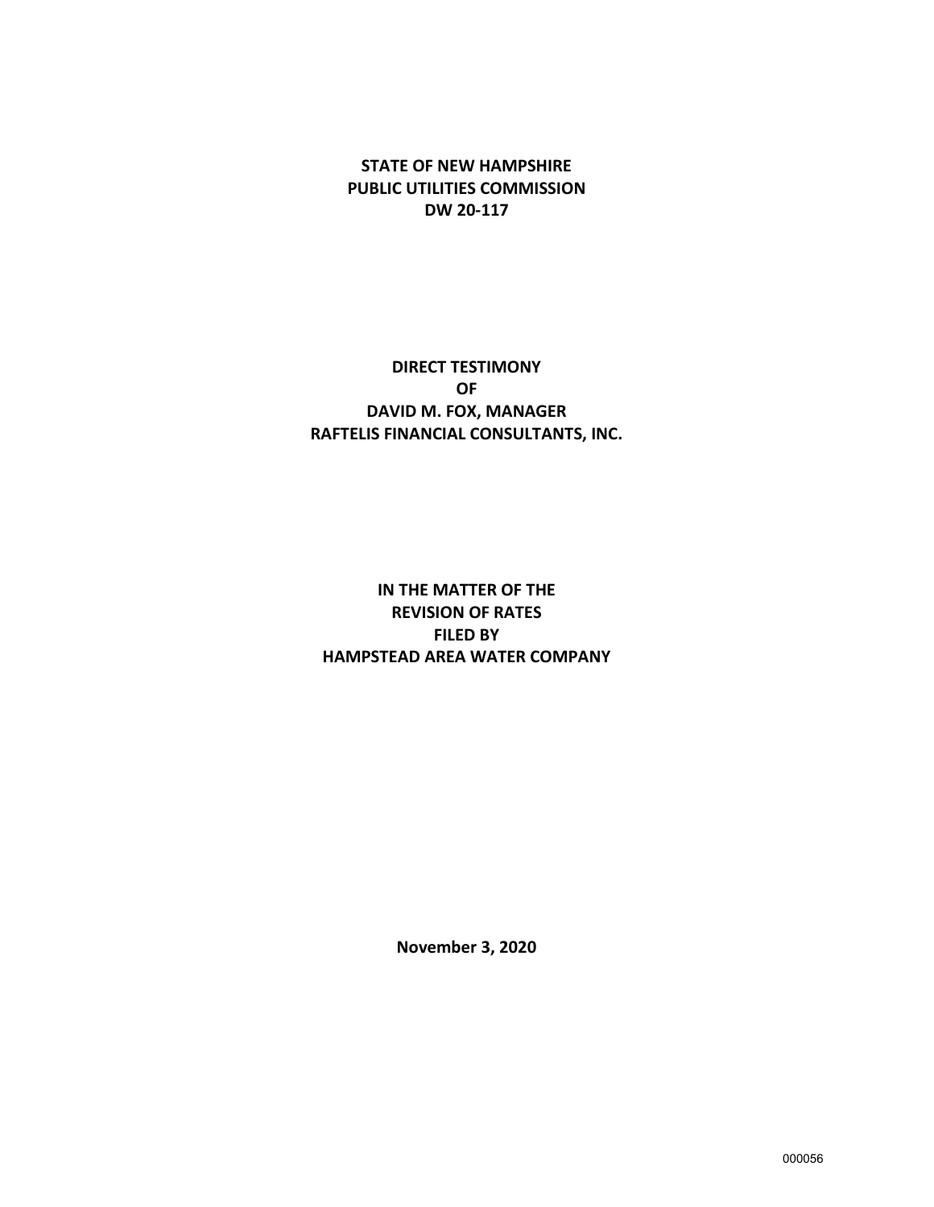**STATE OF NEW HAMPSHIRE**
**PUBLIC UTILITIES COMMISSION**
**DW 20-117**

**DIRECT TESTIMONY**
**OF**
**DAVID M. FOX, MANAGER**
**RAFTELIS FINANCIAL CONSULTANTS, INC.**

**IN THE MATTER OF THE**
**REVISION OF RATES**
**FILED BY**
**HAMPSTEAD AREA WATER COMPANY**

**November 3, 2020**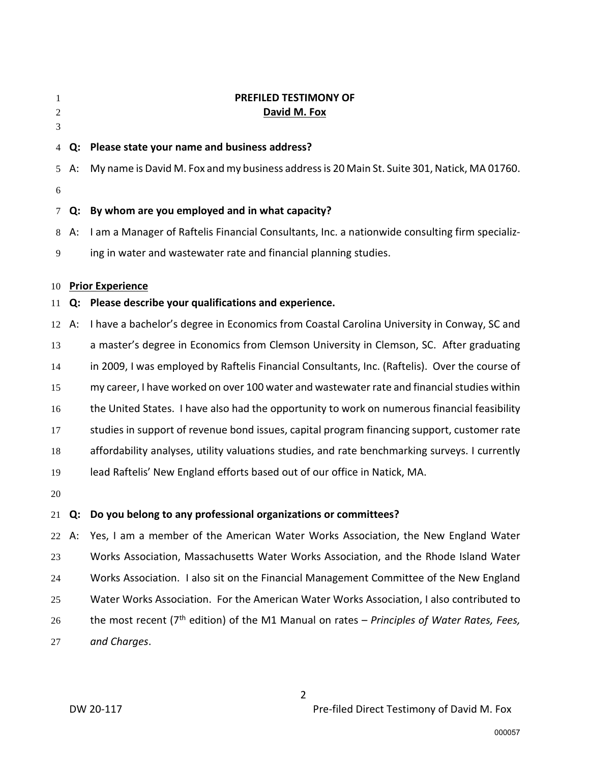**PREFILED TESTIMONY OF**

**David M. Fox**

**Q: Please state your name and business address?**

A: My name is David M. Fox and my business address is 20 Main St. Suite 301, Natick, MA 01760.

**Q: By whom are you employed and in what capacity?**

A: I am a Manager of Raftelis Financial Consultants, Inc. a nationwide consulting firm specializing in water and wastewater rate and financial planning studies.

**Prior Experience**

**Q: Please describe your qualifications and experience.**

A: I have a bachelor's degree in Economics from Coastal Carolina University in Conway, SC and a master's degree in Economics from Clemson University in Clemson, SC. After graduating in 2009, I was employed by Raftelis Financial Consultants, Inc. (Raftelis). Over the course of my career, I have worked on over 100 water and wastewater rate and financial studies within the United States. I have also had the opportunity to work on numerous financial feasibility studies in support of revenue bond issues, capital program financing support, customer rate affordability analyses, utility valuations studies, and rate benchmarking surveys. I currently lead Raftelis' New England efforts based out of our office in Natick, MA.

**Q: Do you belong to any professional organizations or committees?**

A: Yes, I am a member of the American Water Works Association, the New England Water Works Association, Massachusetts Water Works Association, and the Rhode Island Water Works Association. I also sit on the Financial Management Committee of the New England Water Works Association. For the American Water Works Association, I also contributed to the most recent (7th edition) of the M1 Manual on rates – *Principles of Water Rates, Fees, and Charges*.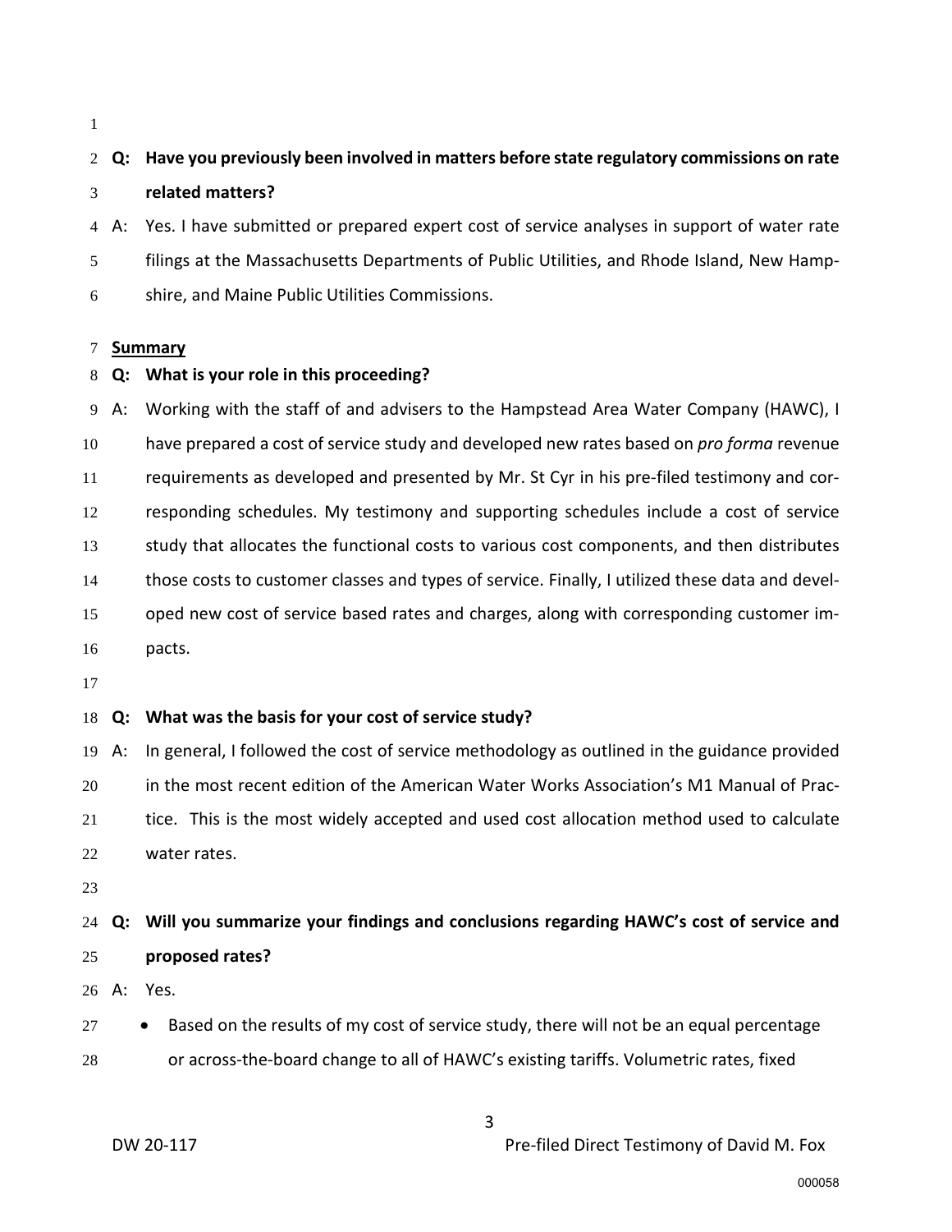**Q: Have you previously been involved in matters before state regulatory commissions on rate related matters?**

A: Yes. I have submitted or prepared expert cost of service analyses in support of water rate filings at the Massachusetts Departments of Public Utilities, and Rhode Island, New Hampshire, and Maine Public Utilities Commissions.

**Summary**

**Q: What is your role in this proceeding?**

A: Working with the staff of and advisers to the Hampstead Area Water Company (HAWC), I have prepared a cost of service study and developed new rates based on *pro forma* revenue requirements as developed and presented by Mr. St Cyr in his pre-filed testimony and corresponding schedules. My testimony and supporting schedules include a cost of service study that allocates the functional costs to various cost components, and then distributes those costs to customer classes and types of service. Finally, I utilized these data and developed new cost of service based rates and charges, along with corresponding customer impacts.

**Q: What was the basis for your cost of service study?**

A: In general, I followed the cost of service methodology as outlined in the guidance provided in the most recent edition of the American Water Works Association's M1 Manual of Practice. This is the most widely accepted and used cost allocation method used to calculate water rates.

**Q: Will you summarize your findings and conclusions regarding HAWC's cost of service and proposed rates?**

A: Yes.

- Based on the results of my cost of service study, there will not be an equal percentage or across-the-board change to all of HAWC's existing tariffs. Volumetric rates, fixed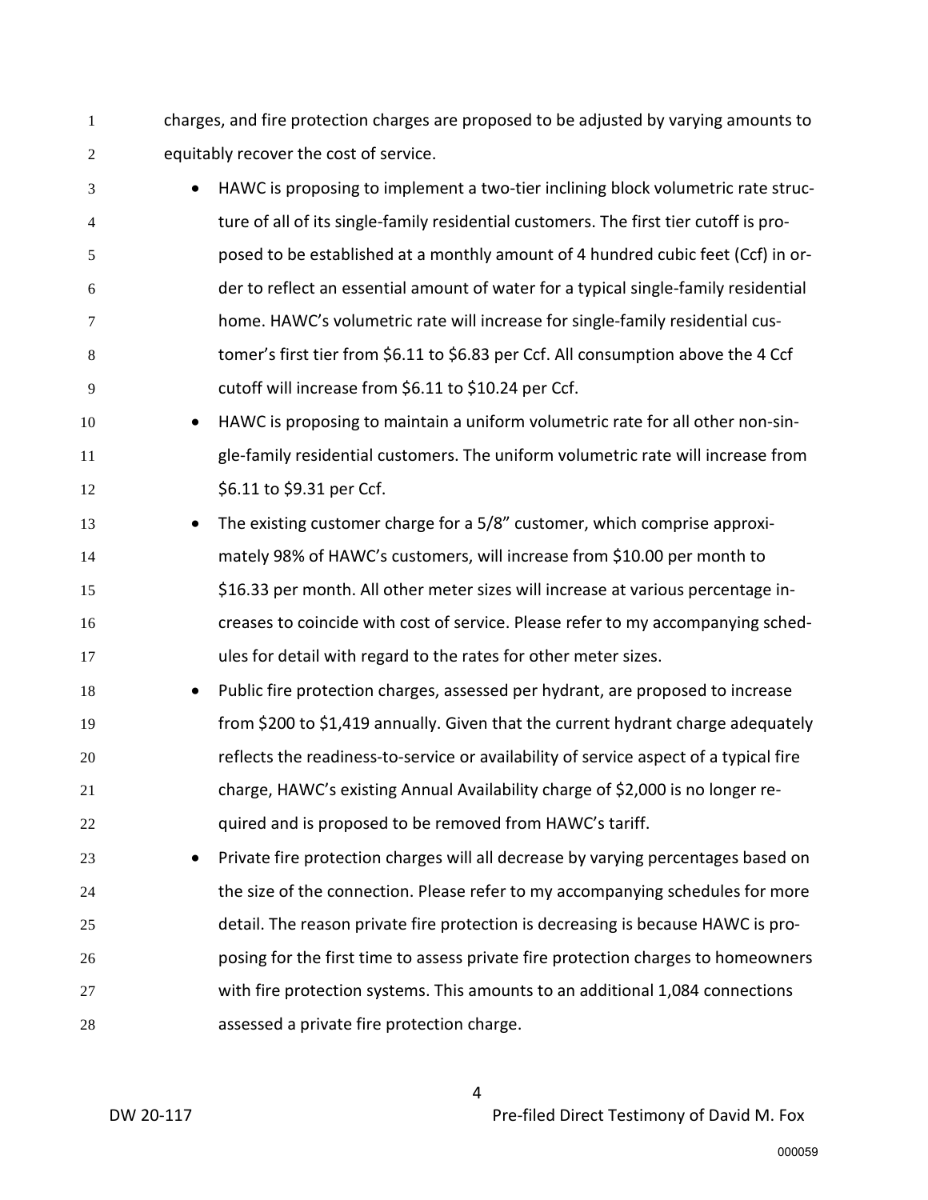charges, and fire protection charges are proposed to be adjusted by varying amounts to equitably recover the cost of service.

- HAWC is proposing to implement a two-tier inclining block volumetric rate structure of all of its single-family residential customers. The first tier cutoff is proposed to be established at a monthly amount of 4 hundred cubic feet (Ccf) in order to reflect an essential amount of water for a typical single-family residential home. HAWC's volumetric rate will increase for single-family residential customer's first tier from $6.11 to $6.83 per Ccf. All consumption above the 4 Ccf cutoff will increase from $6.11 to $10.24 per Ccf.
- HAWC is proposing to maintain a uniform volumetric rate for all other non-single-family residential customers. The uniform volumetric rate will increase from $6.11 to $9.31 per Ccf.
- The existing customer charge for a 5/8" customer, which comprise approximately 98% of HAWC's customers, will increase from $10.00 per month to $16.33 per month. All other meter sizes will increase at various percentage increases to coincide with cost of service. Please refer to my accompanying schedules for detail with regard to the rates for other meter sizes.
- Public fire protection charges, assessed per hydrant, are proposed to increase from $200 to $1,419 annually. Given that the current hydrant charge adequately reflects the readiness-to-service or availability of service aspect of a typical fire charge, HAWC's existing Annual Availability charge of $2,000 is no longer required and is proposed to be removed from HAWC's tariff.
- Private fire protection charges will all decrease by varying percentages based on the size of the connection. Please refer to my accompanying schedules for more detail. The reason private fire protection is decreasing is because HAWC is proposing for the first time to assess private fire protection charges to homeowners with fire protection systems. This amounts to an additional 1,084 connections assessed a private fire protection charge.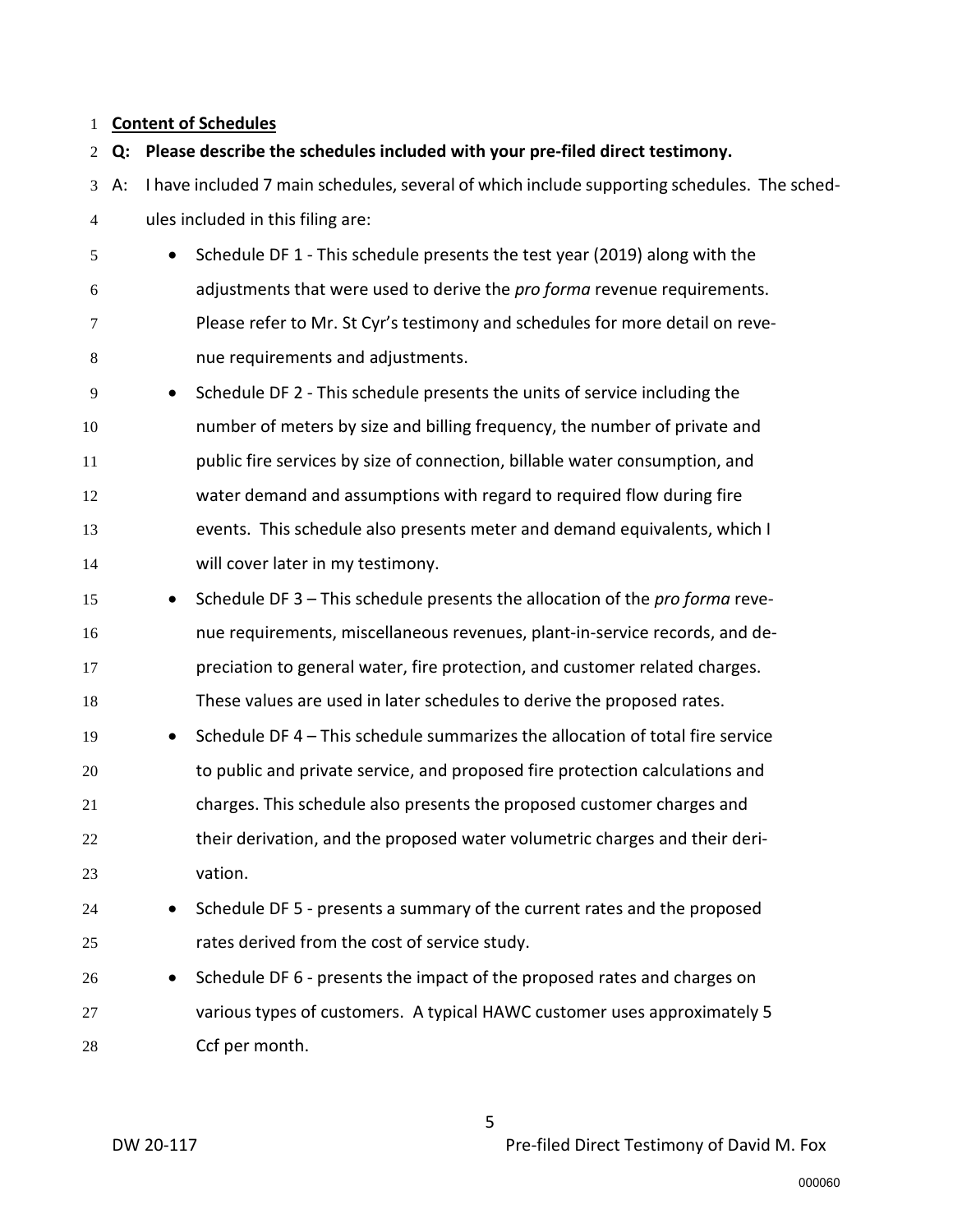**Content of Schedules**

**Q: Please describe the schedules included with your pre-filed direct testimony.**

A: I have included 7 main schedules, several of which include supporting schedules. The schedules included in this filing are:

- Schedule DF 1 - This schedule presents the test year (2019) along with the adjustments that were used to derive the *pro forma* revenue requirements. Please refer to Mr. St Cyr's testimony and schedules for more detail on revenue requirements and adjustments.
- Schedule DF 2 - This schedule presents the units of service including the number of meters by size and billing frequency, the number of private and public fire services by size of connection, billable water consumption, and water demand and assumptions with regard to required flow during fire events. This schedule also presents meter and demand equivalents, which I will cover later in my testimony.
- Schedule DF 3 – This schedule presents the allocation of the *pro forma* revenue requirements, miscellaneous revenues, plant-in-service records, and depreciation to general water, fire protection, and customer related charges. These values are used in later schedules to derive the proposed rates.
- Schedule DF 4 – This schedule summarizes the allocation of total fire service to public and private service, and proposed fire protection calculations and charges. This schedule also presents the proposed customer charges and their derivation, and the proposed water volumetric charges and their derivation.
- Schedule DF 5 - presents a summary of the current rates and the proposed rates derived from the cost of service study.
- Schedule DF 6 - presents the impact of the proposed rates and charges on various types of customers. A typical HAWC customer uses approximately 5 Ccf per month.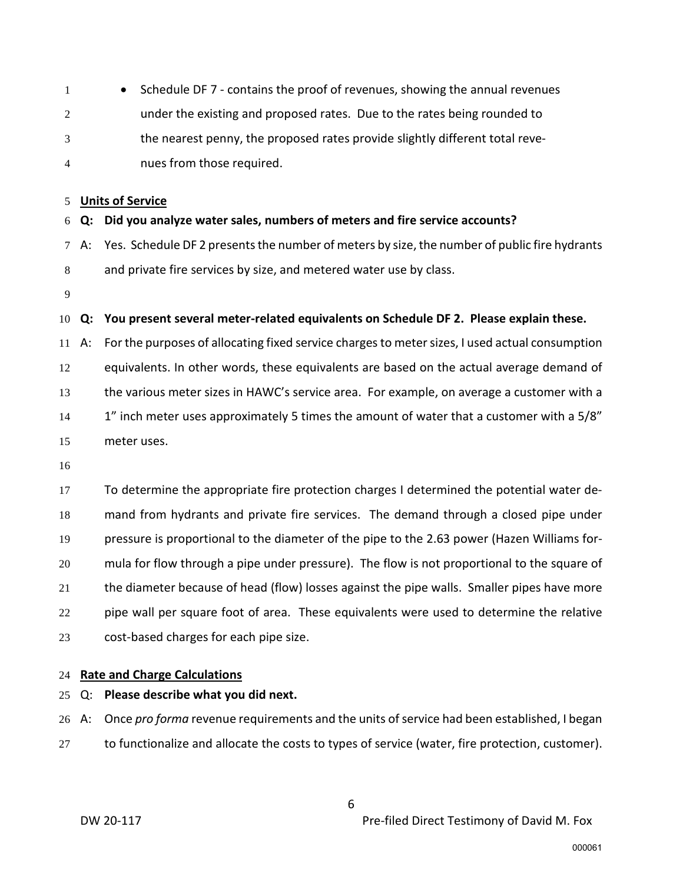- Schedule DF 7 - contains the proof of revenues, showing the annual revenues under the existing and proposed rates. Due to the rates being rounded to the nearest penny, the proposed rates provide slightly different total revenues from those required.

**Units of Service**

**Q: Did you analyze water sales, numbers of meters and fire service accounts?**

A: Yes. Schedule DF 2 presents the number of meters by size, the number of public fire hydrants and private fire services by size, and metered water use by class.

**Q: You present several meter-related equivalents on Schedule DF 2. Please explain these.**

A: For the purposes of allocating fixed service charges to meter sizes, I used actual consumption equivalents. In other words, these equivalents are based on the actual average demand of the various meter sizes in HAWC's service area. For example, on average a customer with a 1" inch meter uses approximately 5 times the amount of water that a customer with a 5/8" meter uses.

To determine the appropriate fire protection charges I determined the potential water demand from hydrants and private fire services. The demand through a closed pipe under pressure is proportional to the diameter of the pipe to the 2.63 power (Hazen Williams formula for flow through a pipe under pressure). The flow is not proportional to the square of the diameter because of head (flow) losses against the pipe walls. Smaller pipes have more pipe wall per square foot of area. These equivalents were used to determine the relative cost-based charges for each pipe size.

**Rate and Charge Calculations**

Q: **Please describe what you did next.**

A: Once *pro forma* revenue requirements and the units of service had been established, I began to functionalize and allocate the costs to types of service (water, fire protection, customer).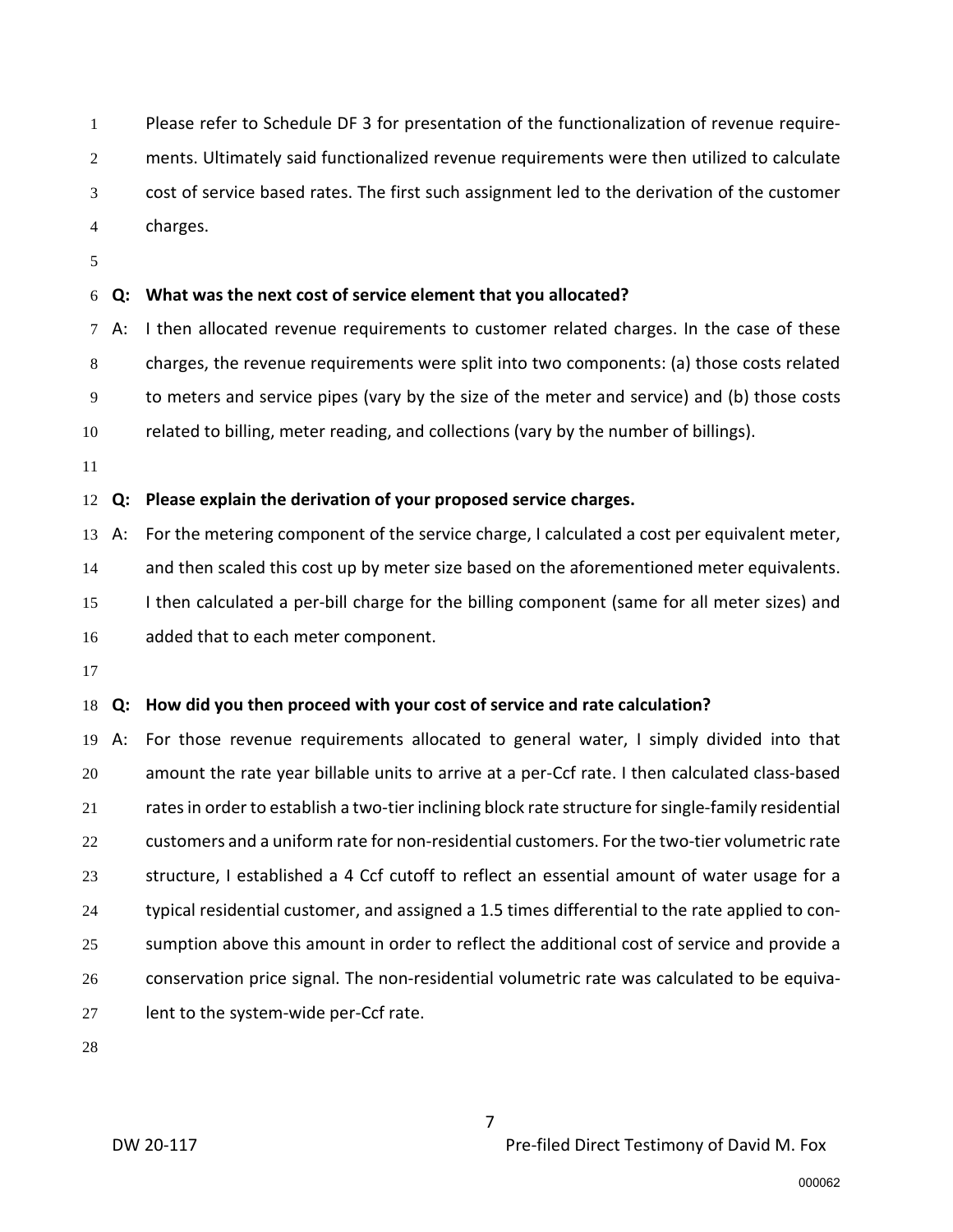Please refer to Schedule DF 3 for presentation of the functionalization of revenue requirements. Ultimately said functionalized revenue requirements were then utilized to calculate cost of service based rates. The first such assignment led to the derivation of the customer charges.

**Q: What was the next cost of service element that you allocated?**

A: I then allocated revenue requirements to customer related charges. In the case of these charges, the revenue requirements were split into two components: (a) those costs related to meters and service pipes (vary by the size of the meter and service) and (b) those costs related to billing, meter reading, and collections (vary by the number of billings).

**Q: Please explain the derivation of your proposed service charges.**

A: For the metering component of the service charge, I calculated a cost per equivalent meter, and then scaled this cost up by meter size based on the aforementioned meter equivalents. I then calculated a per-bill charge for the billing component (same for all meter sizes) and added that to each meter component.

**Q: How did you then proceed with your cost of service and rate calculation?**

A: For those revenue requirements allocated to general water, I simply divided into that amount the rate year billable units to arrive at a per-Ccf rate. I then calculated class-based rates in order to establish a two-tier inclining block rate structure for single-family residential customers and a uniform rate for non-residential customers. For the two-tier volumetric rate structure, I established a 4 Ccf cutoff to reflect an essential amount of water usage for a typical residential customer, and assigned a 1.5 times differential to the rate applied to consumption above this amount in order to reflect the additional cost of service and provide a conservation price signal. The non-residential volumetric rate was calculated to be equivalent to the system-wide per-Ccf rate.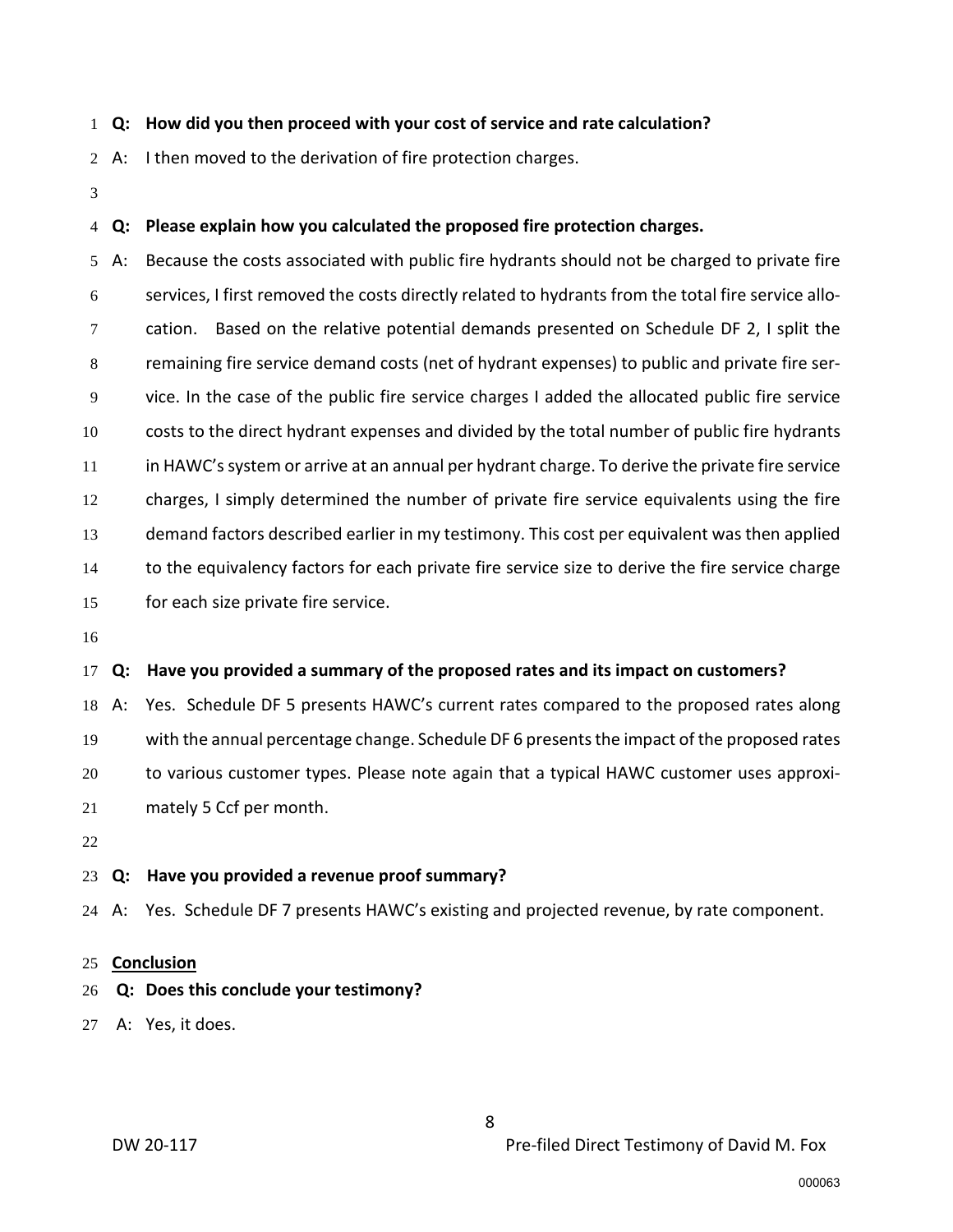**Q: How did you then proceed with your cost of service and rate calculation?**

A: I then moved to the derivation of fire protection charges.

**Q: Please explain how you calculated the proposed fire protection charges.**

A: Because the costs associated with public fire hydrants should not be charged to private fire services, I first removed the costs directly related to hydrants from the total fire service allocation. Based on the relative potential demands presented on Schedule DF 2, I split the remaining fire service demand costs (net of hydrant expenses) to public and private fire service. In the case of the public fire service charges I added the allocated public fire service costs to the direct hydrant expenses and divided by the total number of public fire hydrants in HAWC's system or arrive at an annual per hydrant charge. To derive the private fire service charges, I simply determined the number of private fire service equivalents using the fire demand factors described earlier in my testimony. This cost per equivalent was then applied to the equivalency factors for each private fire service size to derive the fire service charge for each size private fire service.

**Q: Have you provided a summary of the proposed rates and its impact on customers?**

A: Yes. Schedule DF 5 presents HAWC's current rates compared to the proposed rates along with the annual percentage change. Schedule DF 6 presents the impact of the proposed rates to various customer types. Please note again that a typical HAWC customer uses approximately 5 Ccf per month.

**Q: Have you provided a revenue proof summary?**

A: Yes. Schedule DF 7 presents HAWC's existing and projected revenue, by rate component.

## Conclusion

**Q: Does this conclude your testimony?**

A: Yes, it does.